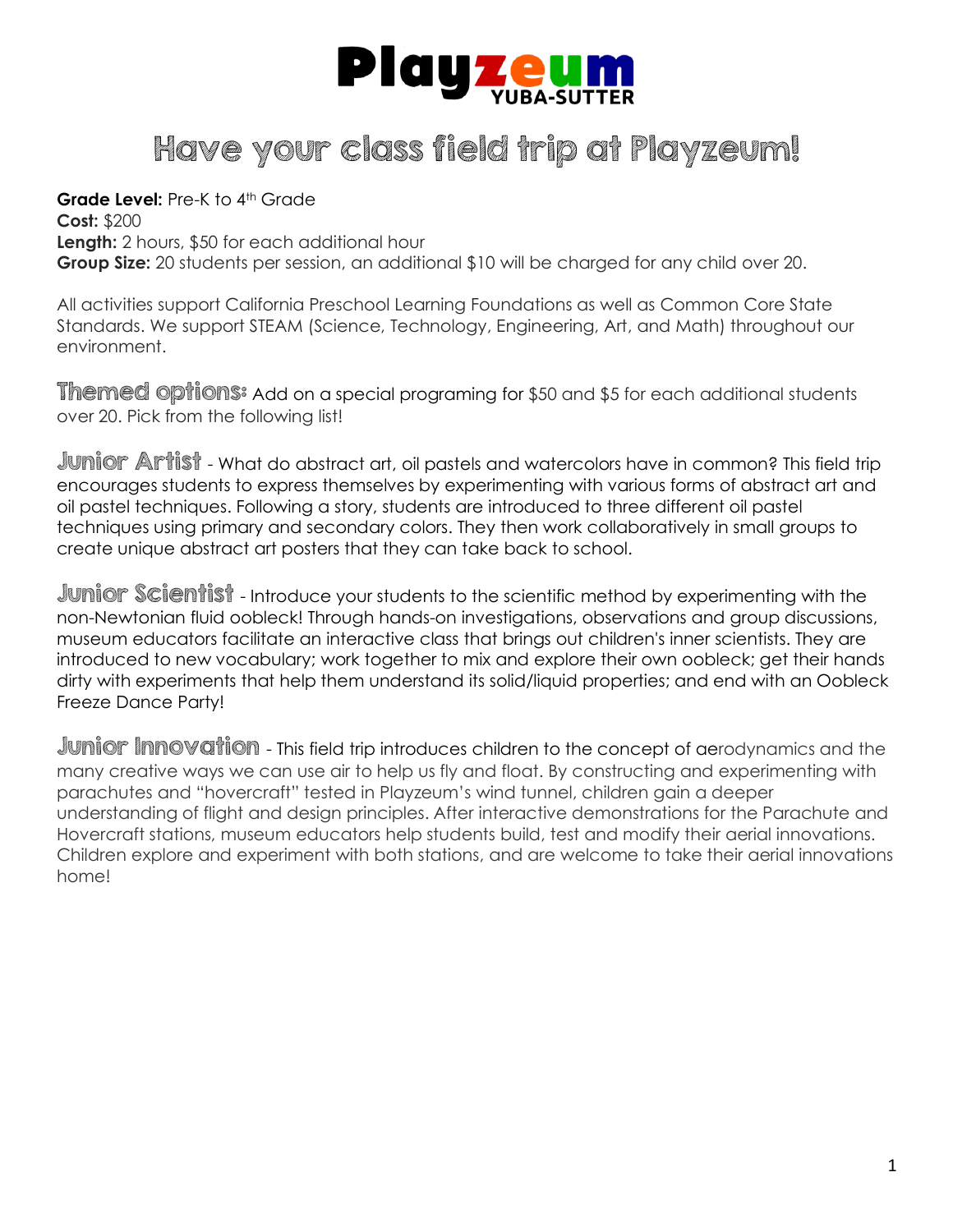# Playzeum YUBA-SUTTER

## Have your class field trip at Playzeum!

**Grade Level:** Pre-K to 4th Grade
**Cost:** $200
**Length:** 2 hours, $50 for each additional hour
**Group Size:** 20 students per session, an additional $10 will be charged for any child over 20.

All activities support California Preschool Learning Foundations as well as Common Core State Standards. We support STEAM (Science, Technology, Engineering, Art, and Math) throughout our environment.

**Themed options:** Add on a special programing for $50 and $5 for each additional students over 20. Pick from the following list!

**Junior Artist** - What do abstract art, oil pastels and watercolors have in common? This field trip encourages students to express themselves by experimenting with various forms of abstract art and oil pastel techniques. Following a story, students are introduced to three different oil pastel techniques using primary and secondary colors. They then work collaboratively in small groups to create unique abstract art posters that they can take back to school.

**Junior Scientist** - Introduce your students to the scientific method by experimenting with the non-Newtonian fluid oobleck! Through hands-on investigations, observations and group discussions, museum educators facilitate an interactive class that brings out children's inner scientists. They are introduced to new vocabulary; work together to mix and explore their own oobleck; get their hands dirty with experiments that help them understand its solid/liquid properties; and end with an Oobleck Freeze Dance Party!

**Junior Innovation** - This field trip introduces children to the concept of aerodynamics and the many creative ways we can use air to help us fly and float. By constructing and experimenting with parachutes and "hovercraft" tested in Playzeum's wind tunnel, children gain a deeper understanding of flight and design principles. After interactive demonstrations for the Parachute and Hovercraft stations, museum educators help students build, test and modify their aerial innovations. Children explore and experiment with both stations, and are welcome to take their aerial innovations home!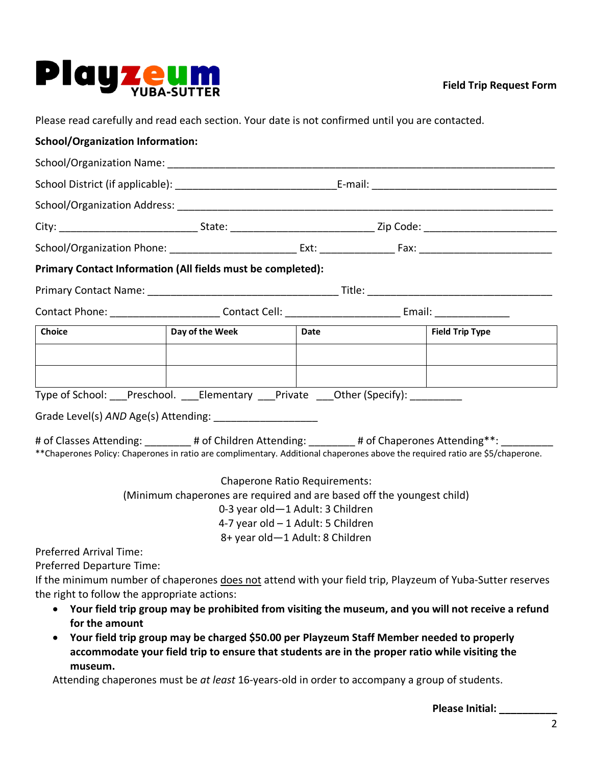# Playzeum YUBA-SUTTER

**Field Trip Request Form**

Please read carefully and read each section. Your date is not confirmed until you are contacted.

**School/Organization Information:**

School/Organization Name: ______________________________________________________________

School District (if applicable): __________________________ E-mail: ______________________________

School/Organization Address: ____________________________________________________________

City: ______________________ State: ________________________ Zip Code: _____________________

School/Organization Phone: ____________________ Ext: ____________ Fax: ______________________

**Primary Contact Information (All fields must be completed):**

Primary Contact Name: ______________________________ Title: _____________________________

Contact Phone: __________________ Contact Cell: __________________ Email: ____________

| Choice | Day of the Week | Date | Field Trip Type |
|---|---|---|---|
| | | | |
| | | | |

Type of School: ___Preschool. ___Elementary ___Private ___Other (Specify): _________

Grade Level(s) *AND* Age(s) Attending: __________________

# of Classes Attending: ________ # of Children Attending: ________ # of Chaperones Attending**: _________

**Chaperones Policy: Chaperones in ratio are complimentary. Additional chaperones above the required ratio are $5/chaperone.

Chaperone Ratio Requirements:
(Minimum chaperones are required and are based off the youngest child)
0-3 year old—1 Adult: 3 Children
4-7 year old – 1 Adult: 5 Children
8+ year old—1 Adult: 8 Children

Preferred Arrival Time:
Preferred Departure Time:

If the minimum number of chaperones does not attend with your field trip, Playzeum of Yuba-Sutter reserves the right to follow the appropriate actions:

- **Your field trip group may be prohibited from visiting the museum, and you will not receive a refund for the amount**
- **Your field trip group may be charged $50.00 per Playzeum Staff Member needed to properly accommodate your field trip to ensure that students are in the proper ratio while visiting the museum.**

Attending chaperones must be *at least* 16-years-old in order to accompany a group of students.

**Please Initial: __________**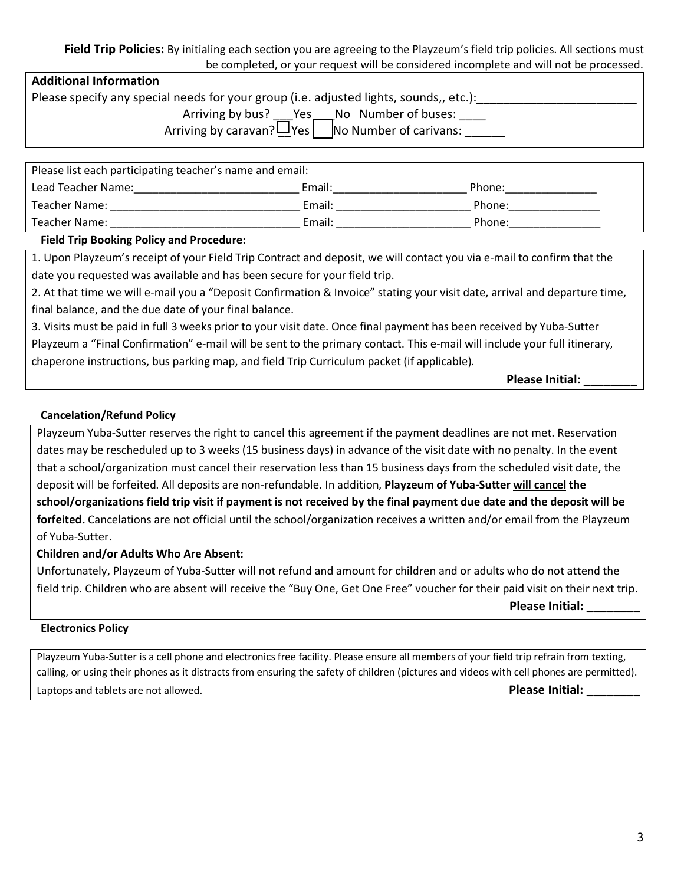**Field Trip Policies:** By initialing each section you are agreeing to the Playzeum's field trip policies. All sections must be completed, or your request will be considered incomplete and will not be processed.

**Additional Information**

Please specify any special needs for your group (i.e. adjusted lights, sounds,, etc.):________________________

Arriving by bus? ___Yes ___No Number of buses: ____

Arriving by caravan? ☐Yes ☐No Number of carivans: ______

Please list each participating teacher's name and email:

Lead Teacher Name:__________________________ Email:_____________________ Phone:_______________

Teacher Name: ______________________________ Email: _____________________ Phone:_______________

Teacher Name: ______________________________ Email: _____________________ Phone:_______________

**Field Trip Booking Policy and Procedure:**

1. Upon Playzeum's receipt of your Field Trip Contract and deposit, we will contact you via e-mail to confirm that the date you requested was available and has been secure for your field trip.
2. At that time we will e-mail you a "Deposit Confirmation & Invoice" stating your visit date, arrival and departure time, final balance, and the due date of your final balance.
3. Visits must be paid in full 3 weeks prior to your visit date. Once final payment has been received by Yuba-Sutter Playzeum a "Final Confirmation" e-mail will be sent to the primary contact. This e-mail will include your full itinerary, chaperone instructions, bus parking map, and field Trip Curriculum packet (if applicable).

**Please Initial: ________**

**Cancelation/Refund Policy**

Playzeum Yuba-Sutter reserves the right to cancel this agreement if the payment deadlines are not met. Reservation dates may be rescheduled up to 3 weeks (15 business days) in advance of the visit date with no penalty. In the event that a school/organization must cancel their reservation less than 15 business days from the scheduled visit date, the deposit will be forfeited. All deposits are non-refundable. In addition, **Playzeum of Yuba-Sutter <u>will cancel</u> the school/organizations field trip visit if payment is not received by the final payment due date and the deposit will be forfeited.** Cancelations are not official until the school/organization receives a written and/or email from the Playzeum of Yuba-Sutter.

**Children and/or Adults Who Are Absent:**

Unfortunately, Playzeum of Yuba-Sutter will not refund and amount for children and or adults who do not attend the field trip. Children who are absent will receive the "Buy One, Get One Free" voucher for their paid visit on their next trip.

**Please Initial: ________**

**Electronics Policy**

Playzeum Yuba-Sutter is a cell phone and electronics free facility. Please ensure all members of your field trip refrain from texting, calling, or using their phones as it distracts from ensuring the safety of children (pictures and videos with cell phones are permitted). Laptops and tablets are not allowed.

**Please Initial: ________**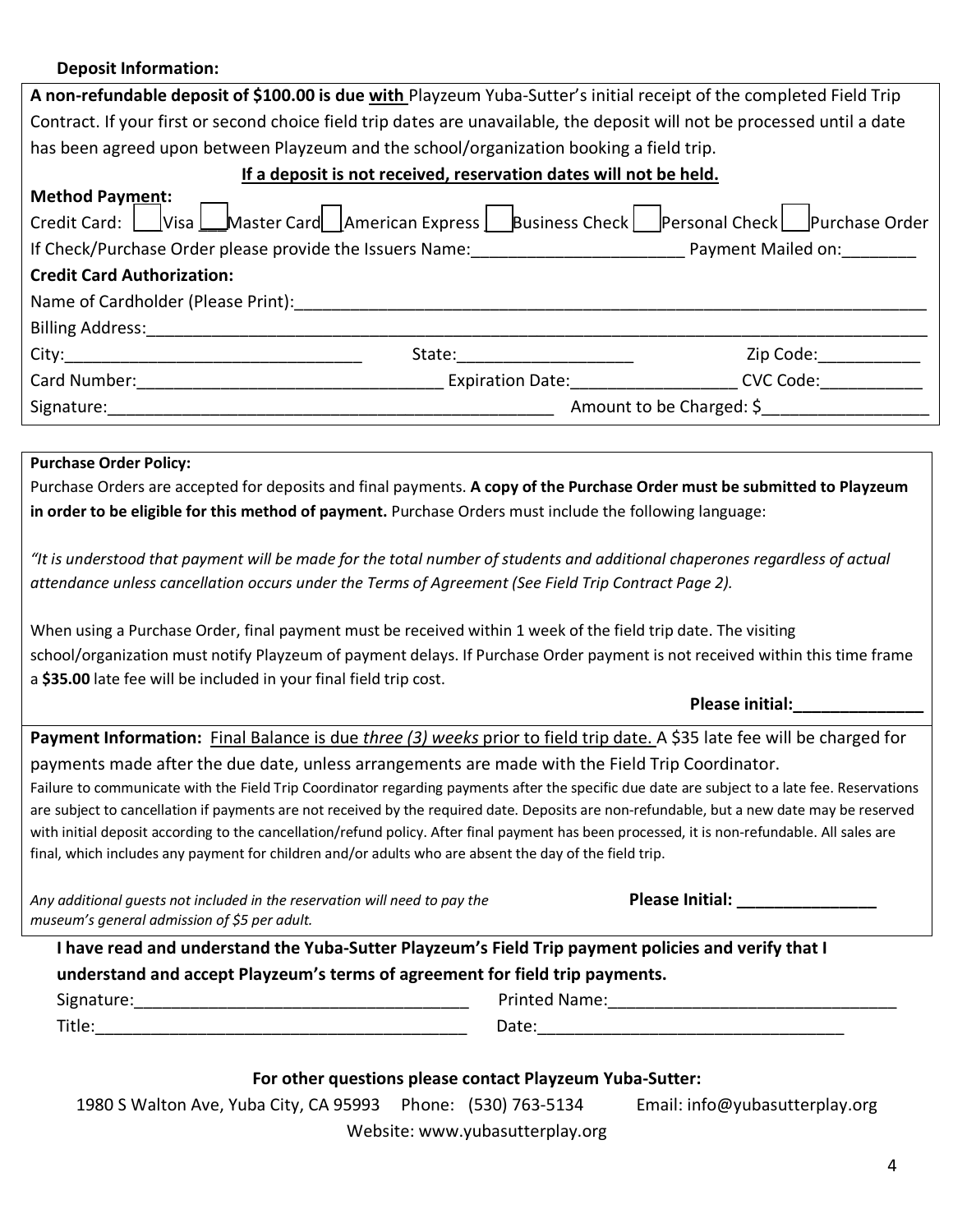**Deposit Information:**

**A non-refundable deposit of $100.00 is due with** Playzeum Yuba-Sutter's initial receipt of the completed Field Trip Contract. If your first or second choice field trip dates are unavailable, the deposit will not be processed until a date has been agreed upon between Playzeum and the school/organization booking a field trip.

**If a deposit is not received, reservation dates will not be held.**

**Method Payment:**

Credit Card: ☐ Visa ☐ Master Card ☐ American Express ☐ Business Check ☐ Personal Check ☐ Purchase Order

If Check/Purchase Order please provide the Issuers Name:______________________ Payment Mailed on:________

**Credit Card Authorization:**

Name of Cardholder (Please Print):______________________________________________________________________

Billing Address:____________________________________________________________________________________

City:________________________________ State:___________________ Zip Code:___________

Card Number:________________________________ Expiration Date:_________________ CVC Code:___________

Signature:_________________________________________________ Amount to be Charged: $__________________

**Purchase Order Policy:**

Purchase Orders are accepted for deposits and final payments. **A copy of the Purchase Order must be submitted to Playzeum in order to be eligible for this method of payment.** Purchase Orders must include the following language:

*"It is understood that payment will be made for the total number of students and additional chaperones regardless of actual attendance unless cancellation occurs under the Terms of Agreement (See Field Trip Contract Page 2).*

When using a Purchase Order, final payment must be received within 1 week of the field trip date. The visiting school/organization must notify Playzeum of payment delays. If Purchase Order payment is not received within this time frame a **$35.00** late fee will be included in your final field trip cost.

**Please initial:______________**

**Payment Information:** Final Balance is due *three (3) weeks* prior to field trip date. A $35 late fee will be charged for payments made after the due date, unless arrangements are made with the Field Trip Coordinator.

Failure to communicate with the Field Trip Coordinator regarding payments after the specific due date are subject to a late fee. Reservations are subject to cancellation if payments are not received by the required date. Deposits are non-refundable, but a new date may be reserved with initial deposit according to the cancellation/refund policy. After final payment has been processed, it is non-refundable. All sales are final, which includes any payment for children and/or adults who are absent the day of the field trip.

*Any additional guests not included in the reservation will need to pay the museum's general admission of $5 per adult.*

**Please Initial: ______________**

**I have read and understand the Yuba-Sutter Playzeum's Field Trip payment policies and verify that I understand and accept Playzeum's terms of agreement for field trip payments.**

Signature:____________________________________ Printed Name:_______________________________

Title:________________________________________ Date:_________________________________

**For other questions please contact Playzeum Yuba-Sutter:**

1980 S Walton Ave, Yuba City, CA 95993 Phone: (530) 763-5134 Email: info@yubasutterplay.org

Website: www.yubasutterplay.org